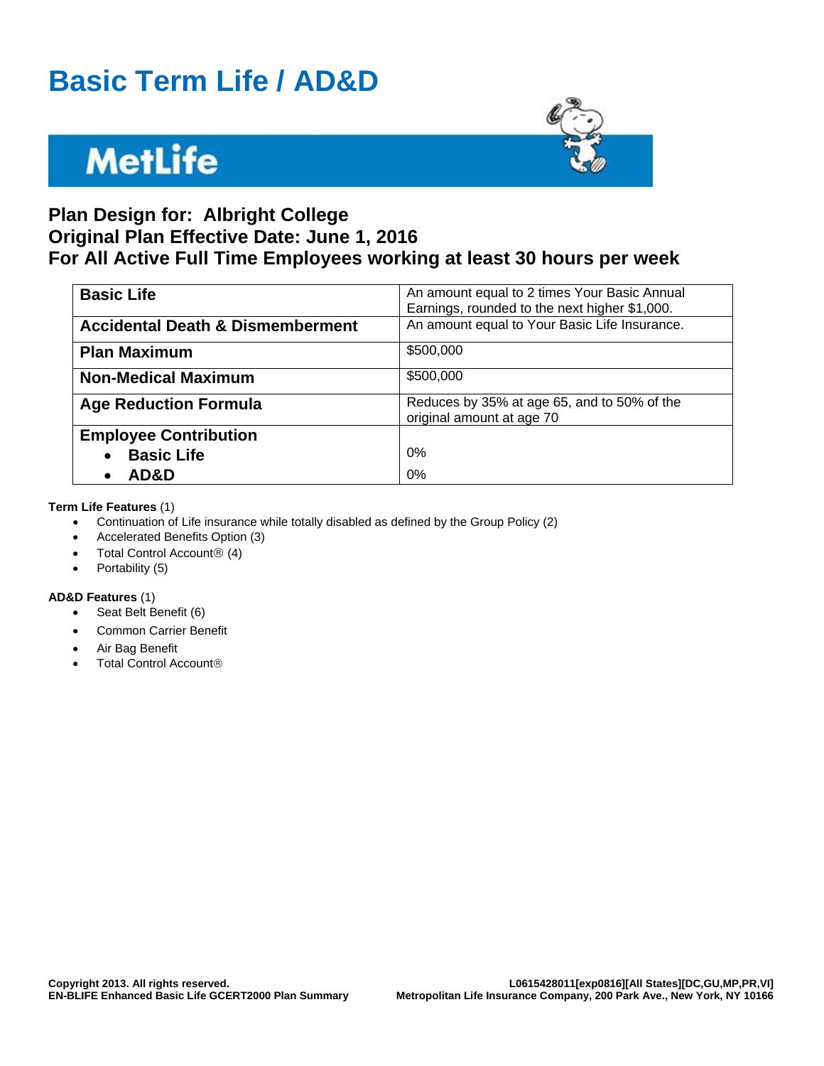# Basic Term Life / AD&D

MetLife

## Plan Design for: Albright College
## Original Plan Effective Date: June 1, 2016
## For All Active Full Time Employees working at least 30 hours per week

| | |
|---|---|
| **Basic Life** | An amount equal to 2 times Your Basic Annual Earnings, rounded to the next higher $1,000. |
| **Accidental Death & Dismemberment** | An amount equal to Your Basic Life Insurance. |
| **Plan Maximum** | $500,000 |
| **Non-Medical Maximum** | $500,000 |
| **Age Reduction Formula** | Reduces by 35% at age 65, and to 50% of the original amount at age 70 |
| **Employee Contribution** | |
| • **Basic Life** | 0% |
| • **AD&D** | 0% |

**Term Life Features** (1)

- Continuation of Life insurance while totally disabled as defined by the Group Policy (2)
- Accelerated Benefits Option (3)
- Total Control Account® (4)
- Portability (5)

**AD&D Features** (1)

- Seat Belt Benefit (6)
- Common Carrier Benefit
- Air Bag Benefit
- Total Control Account®

**Copyright 2013. All rights reserved.**
**EN-BLIFE Enhanced Basic Life GCERT2000 Plan Summary**

**L0615428011[exp0816][All States][DC,GU,MP,PR,VI]**
**Metropolitan Life Insurance Company, 200 Park Ave., New York, NY 10166**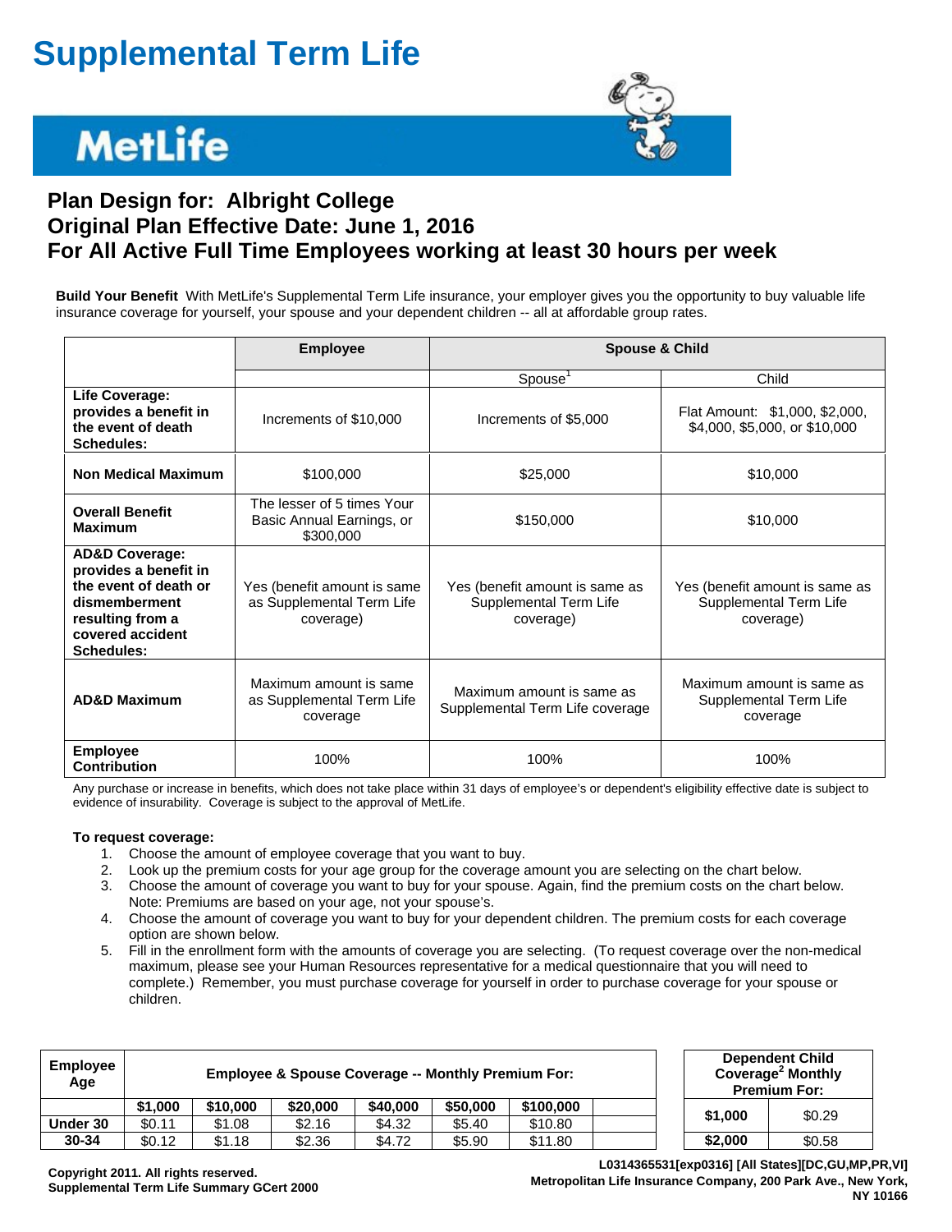# Supplemental Term Life

MetLife

## Plan Design for: Albright College
## Original Plan Effective Date: June 1, 2016
## For All Active Full Time Employees working at least 30 hours per week

**Build Your Benefit** With MetLife's Supplemental Term Life insurance, your employer gives you the opportunity to buy valuable life insurance coverage for yourself, your spouse and your dependent children -- all at affordable group rates.

| | Employee | Spouse & Child | |
|---|---|---|---|
| | | Spouse[1] | Child |
| **Life Coverage: provides a benefit in the event of death Schedules:** | Increments of $10,000 | Increments of $5,000 | Flat Amount: $1,000, $2,000, $4,000, $5,000, or $10,000 |
| **Non Medical Maximum** | $100,000 | $25,000 | $10,000 |
| **Overall Benefit Maximum** | The lesser of 5 times Your Basic Annual Earnings, or $300,000 | $150,000 | $10,000 |
| **AD&D Coverage: provides a benefit in the event of death or dismemberment resulting from a covered accident Schedules:** | Yes (benefit amount is same as Supplemental Term Life coverage) | Yes (benefit amount is same as Supplemental Term Life coverage) | Yes (benefit amount is same as Supplemental Term Life coverage) |
| **AD&D Maximum** | Maximum amount is same as Supplemental Term Life coverage | Maximum amount is same as Supplemental Term Life coverage | Maximum amount is same as Supplemental Term Life coverage |
| **Employee Contribution** | 100% | 100% | 100% |

Any purchase or increase in benefits, which does not take place within 31 days of employee's or dependent's eligibility effective date is subject to evidence of insurability. Coverage is subject to the approval of MetLife.

**To request coverage:**

1. Choose the amount of employee coverage that you want to buy.
2. Look up the premium costs for your age group for the coverage amount you are selecting on the chart below.
3. Choose the amount of coverage you want to buy for your spouse. Again, find the premium costs on the chart below. Note: Premiums are based on your age, not your spouse's.
4. Choose the amount of coverage you want to buy for your dependent children. The premium costs for each coverage option are shown below.
5. Fill in the enrollment form with the amounts of coverage you are selecting. (To request coverage over the non-medical maximum, please see your Human Resources representative for a medical questionnaire that you will need to complete.) Remember, you must purchase coverage for yourself in order to purchase coverage for your spouse or children.

| Employee Age | Employee & Spouse Coverage -- Monthly Premium For: | | | | | | |
|---|---|---|---|---|---|---|---|
| | $1,000 | $10,000 | $20,000 | $40,000 | $50,000 | $100,000 | |
| Under 30 | $0.11 | $1.08 | $2.16 | $4.32 | $5.40 | $10.80 | |
| 30-34 | $0.12 | $1.18 | $2.36 | $4.72 | $5.90 | $11.80 | |

| Dependent Child Coverage[2] Monthly Premium For: | |
|---|---|
| $1,000 | $0.29 |
| $2,000 | $0.58 |

Copyright 2011. All rights reserved.
Supplemental Term Life Summary GCert 2000

L0314365531[exp0316] [All States][DC,GU,MP,PR,VI]
Metropolitan Life Insurance Company, 200 Park Ave., New York, NY 10166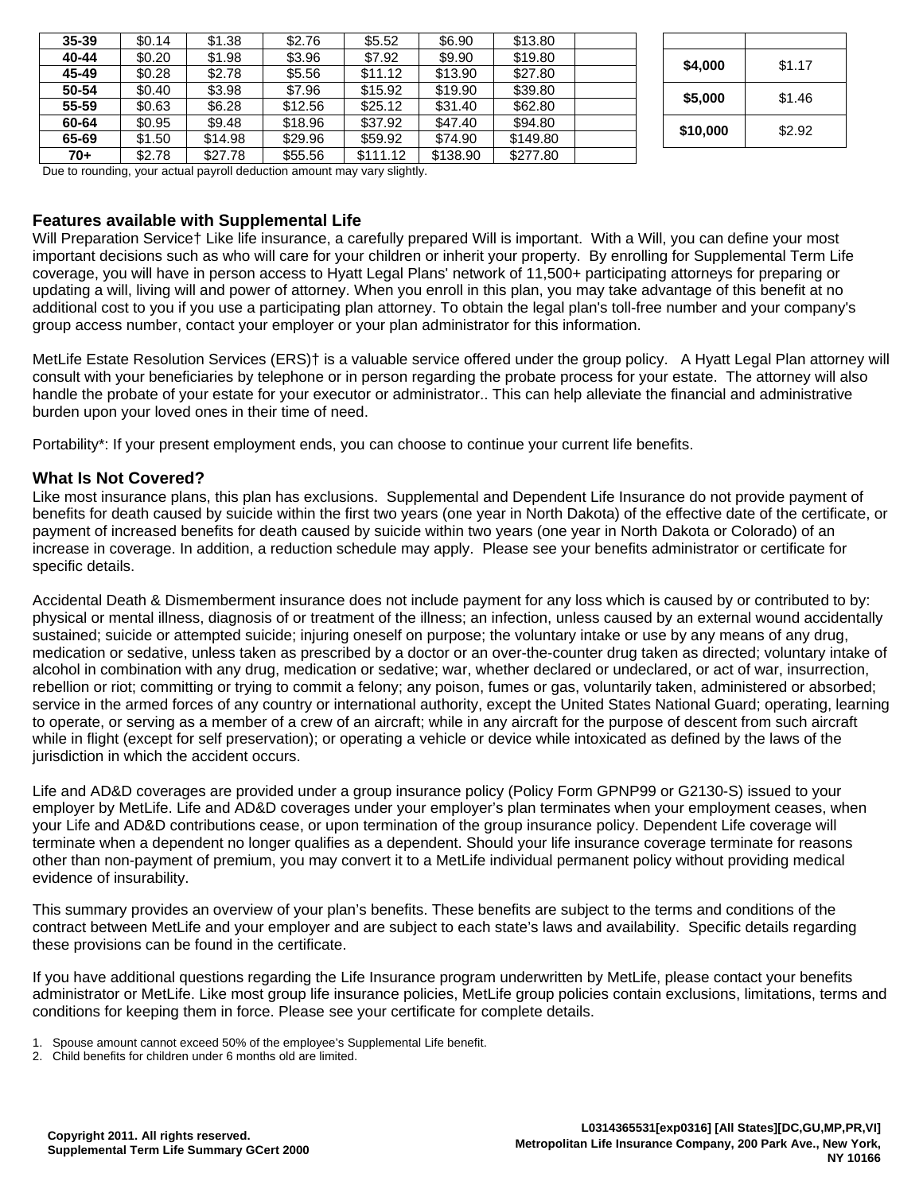| 35-39 | $0.14 | $1.38 | $2.76 | $5.52 | $6.90 | $13.80 | |
|---|---|---|---|---|---|---|---|
| 40-44 | $0.20 | $1.98 | $3.96 | $7.92 | $9.90 | $19.80 | |
| 45-49 | $0.28 | $2.78 | $5.56 | $11.12 | $13.90 | $27.80 | |
| 50-54 | $0.40 | $3.98 | $7.96 | $15.92 | $19.90 | $39.80 | |
| 55-59 | $0.63 | $6.28 | $12.56 | $25.12 | $31.40 | $62.80 | |
| 60-64 | $0.95 | $9.48 | $18.96 | $37.92 | $47.40 | $94.80 | |
| 65-69 | $1.50 | $14.98 | $29.96 | $59.92 | $74.90 | $149.80 | |
| 70+ | $2.78 | $27.78 | $55.56 | $111.12 | $138.90 | $277.80 | |

| | |
|---|---|
| **$4,000** | $1.17 |
| **$5,000** | $1.46 |
| **$10,000** | $2.92 |

Due to rounding, your actual payroll deduction amount may vary slightly.

### Features available with Supplemental Life

Will Preparation Service† Like life insurance, a carefully prepared Will is important. With a Will, you can define your most important decisions such as who will care for your children or inherit your property. By enrolling for Supplemental Term Life coverage, you will have in person access to Hyatt Legal Plans' network of 11,500+ participating attorneys for preparing or updating a will, living will and power of attorney. When you enroll in this plan, you may take advantage of this benefit at no additional cost to you if you use a participating plan attorney. To obtain the legal plan's toll-free number and your company's group access number, contact your employer or your plan administrator for this information.

MetLife Estate Resolution Services (ERS)† is a valuable service offered under the group policy. A Hyatt Legal Plan attorney will consult with your beneficiaries by telephone or in person regarding the probate process for your estate. The attorney will also handle the probate of your estate for your executor or administrator.. This can help alleviate the financial and administrative burden upon your loved ones in their time of need.

Portability*: If your present employment ends, you can choose to continue your current life benefits.

### What Is Not Covered?

Like most insurance plans, this plan has exclusions. Supplemental and Dependent Life Insurance do not provide payment of benefits for death caused by suicide within the first two years (one year in North Dakota) of the effective date of the certificate, or payment of increased benefits for death caused by suicide within two years (one year in North Dakota or Colorado) of an increase in coverage. In addition, a reduction schedule may apply. Please see your benefits administrator or certificate for specific details.

Accidental Death & Dismemberment insurance does not include payment for any loss which is caused by or contributed to by: physical or mental illness, diagnosis of or treatment of the illness; an infection, unless caused by an external wound accidentally sustained; suicide or attempted suicide; injuring oneself on purpose; the voluntary intake or use by any means of any drug, medication or sedative, unless taken as prescribed by a doctor or an over-the-counter drug taken as directed; voluntary intake of alcohol in combination with any drug, medication or sedative; war, whether declared or undeclared, or act of war, insurrection, rebellion or riot; committing or trying to commit a felony; any poison, fumes or gas, voluntarily taken, administered or absorbed; service in the armed forces of any country or international authority, except the United States National Guard; operating, learning to operate, or serving as a member of a crew of an aircraft; while in any aircraft for the purpose of descent from such aircraft while in flight (except for self preservation); or operating a vehicle or device while intoxicated as defined by the laws of the jurisdiction in which the accident occurs.

Life and AD&D coverages are provided under a group insurance policy (Policy Form GPNP99 or G2130-S) issued to your employer by MetLife. Life and AD&D coverages under your employer's plan terminates when your employment ceases, when your Life and AD&D contributions cease, or upon termination of the group insurance policy. Dependent Life coverage will terminate when a dependent no longer qualifies as a dependent. Should your life insurance coverage terminate for reasons other than non-payment of premium, you may convert it to a MetLife individual permanent policy without providing medical evidence of insurability.

This summary provides an overview of your plan's benefits. These benefits are subject to the terms and conditions of the contract between MetLife and your employer and are subject to each state's laws and availability. Specific details regarding these provisions can be found in the certificate.

If you have additional questions regarding the Life Insurance program underwritten by MetLife, please contact your benefits administrator or MetLife. Like most group life insurance policies, MetLife group policies contain exclusions, limitations, terms and conditions for keeping them in force. Please see your certificate for complete details.

1. Spouse amount cannot exceed 50% of the employee's Supplemental Life benefit.
2. Child benefits for children under 6 months old are limited.

**Copyright 2011. All rights reserved.**
**Supplemental Term Life Summary GCert 2000**

**L0314365531[exp0316] [All States][DC,GU,MP,PR,VI]**
**Metropolitan Life Insurance Company, 200 Park Ave., New York, NY 10166**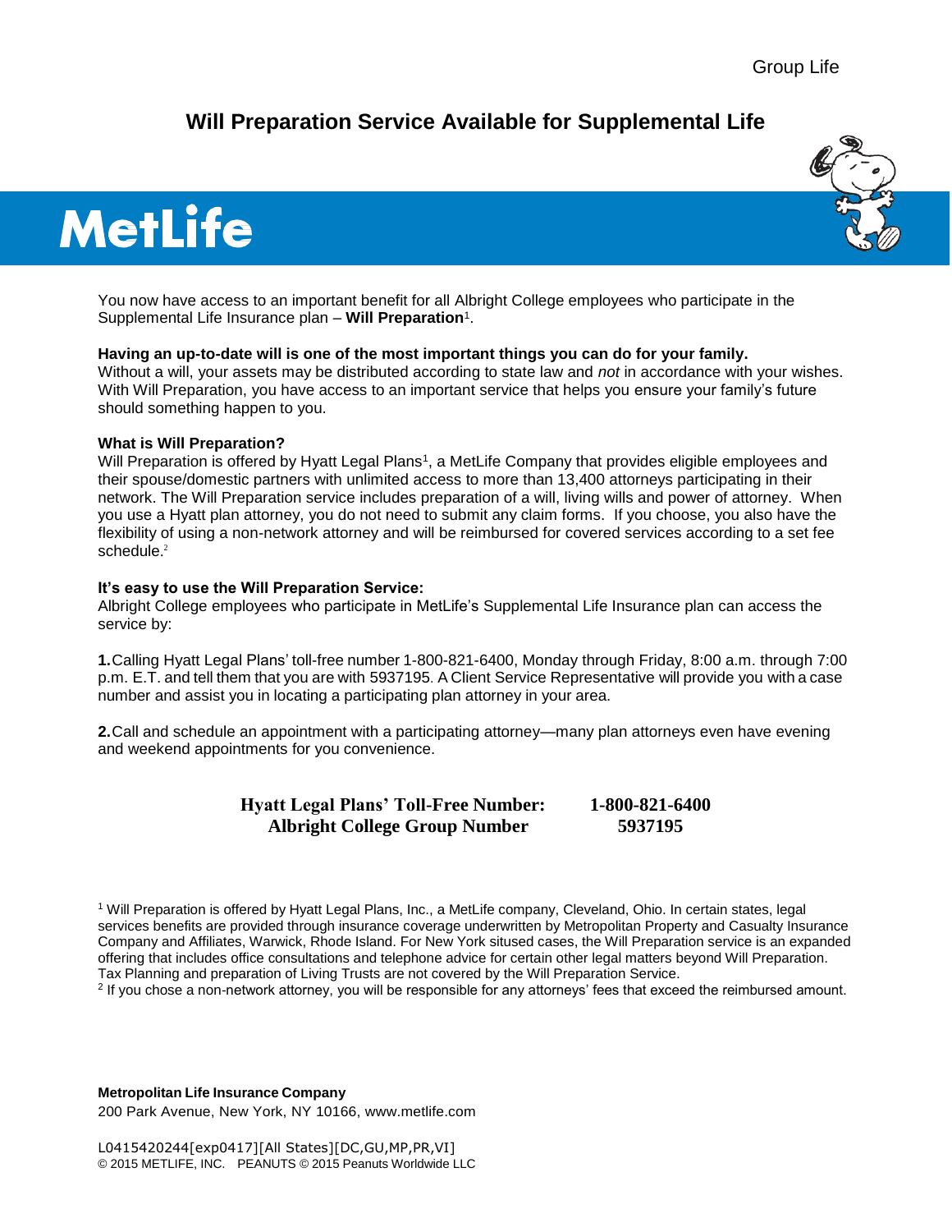Group Life

# Will Preparation Service Available for Supplemental Life

MetLife

You now have access to an important benefit for all Albright College employees who participate in the Supplemental Life Insurance plan – **Will Preparation**[1].

**Having an up-to-date will is one of the most important things you can do for your family.**
Without a will, your assets may be distributed according to state law and *not* in accordance with your wishes. With Will Preparation, you have access to an important service that helps you ensure your family's future should something happen to you.

**What is Will Preparation?**
Will Preparation is offered by Hyatt Legal Plans[1], a MetLife Company that provides eligible employees and their spouse/domestic partners with unlimited access to more than 13,400 attorneys participating in their network. The Will Preparation service includes preparation of a will, living wills and power of attorney. When you use a Hyatt plan attorney, you do not need to submit any claim forms. If you choose, you also have the flexibility of using a non-network attorney and will be reimbursed for covered services according to a set fee schedule.[2]

**It's easy to use the Will Preparation Service:**
Albright College employees who participate in MetLife's Supplemental Life Insurance plan can access the service by:

**1.** Calling Hyatt Legal Plans' toll-free number 1-800-821-6400, Monday through Friday, 8:00 a.m. through 7:00 p.m. E.T. and tell them that you are with 5937195. A Client Service Representative will provide you with a case number and assist you in locating a participating plan attorney in your area.

**2.** Call and schedule an appointment with a participating attorney—many plan attorneys even have evening and weekend appointments for you convenience.

| | |
|---|---|
| **Hyatt Legal Plans' Toll-Free Number:** | **1-800-821-6400** |
| **Albright College Group Number** | **5937195** |

[1] Will Preparation is offered by Hyatt Legal Plans, Inc., a MetLife company, Cleveland, Ohio. In certain states, legal services benefits are provided through insurance coverage underwritten by Metropolitan Property and Casualty Insurance Company and Affiliates, Warwick, Rhode Island. For New York sitused cases, the Will Preparation service is an expanded offering that includes office consultations and telephone advice for certain other legal matters beyond Will Preparation. Tax Planning and preparation of Living Trusts are not covered by the Will Preparation Service.
[2] If you chose a non-network attorney, you will be responsible for any attorneys' fees that exceed the reimbursed amount.

**Metropolitan Life Insurance Company**
200 Park Avenue, New York, NY 10166, www.metlife.com

L0415420244[exp0417][All States][DC,GU,MP,PR,VI]
© 2015 METLIFE, INC. PEANUTS © 2015 Peanuts Worldwide LLC